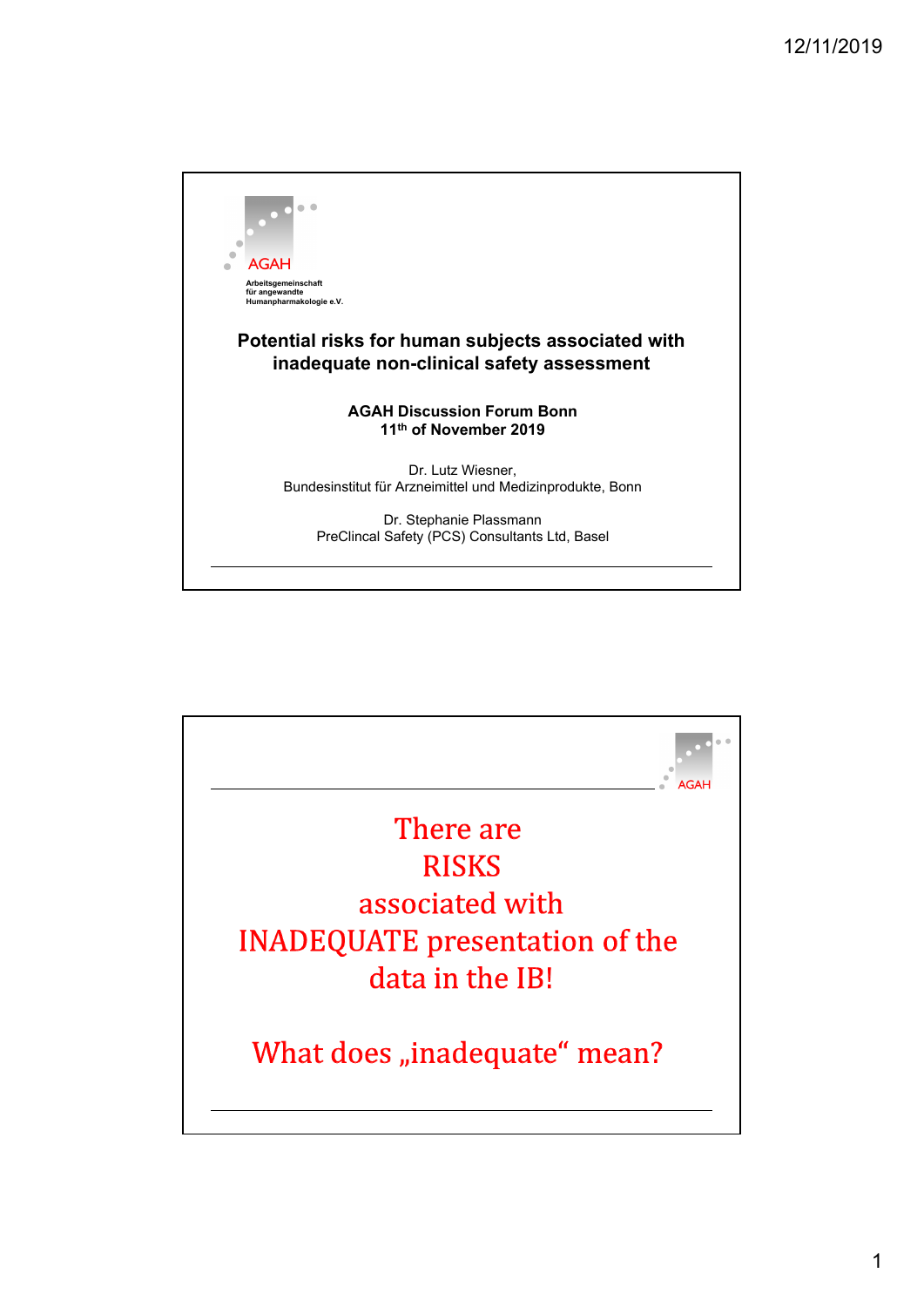AGAH

Arbeitsgemeinschaft
für angewandte
Humanpharmakologie e.V.

# Potential risks for human subjects associated with inadequate non-clinical safety assessment

**AGAH Discussion Forum Bonn**
**11th of November 2019**

Dr. Lutz Wiesner,
Bundesinstitut für Arzneimittel und Medizinprodukte, Bonn

Dr. Stephanie Plassmann
PreClincal Safety (PCS) Consultants Ltd, Basel

---

AGAH

There are
RISKS
associated with
INADEQUATE presentation of the
data in the IB!

What does „inadequate" mean?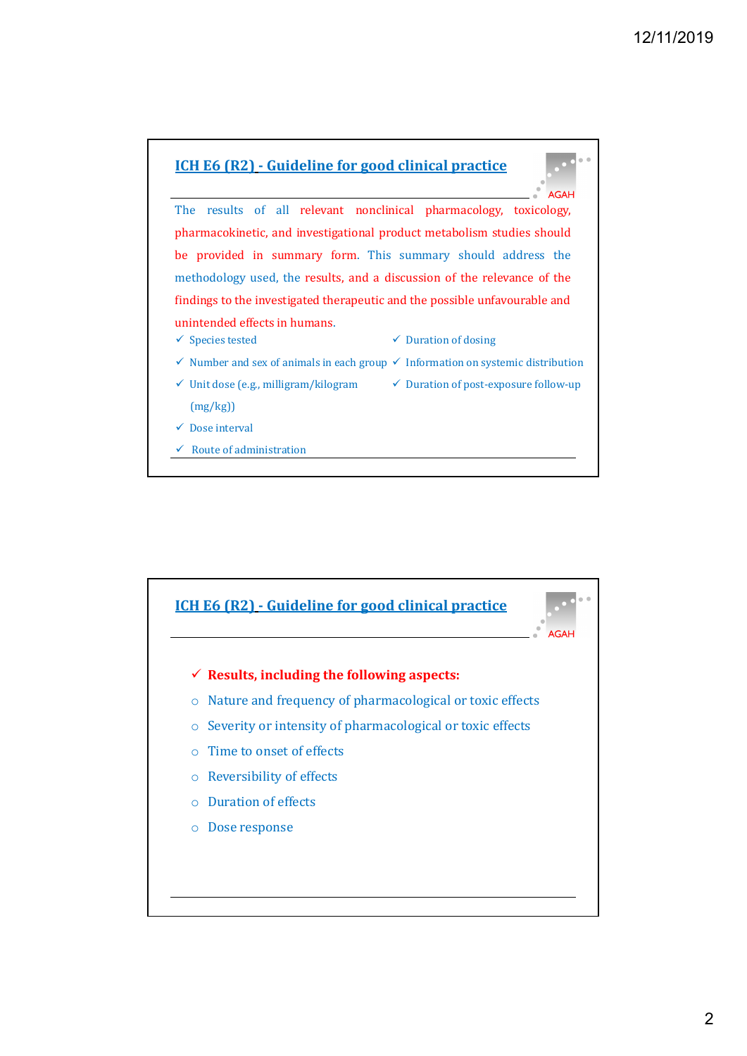## ICH E6 (R2) - Guideline for good clinical practice

The results of all relevant nonclinical pharmacology, toxicology, pharmacokinetic, and investigational product metabolism studies should be provided in summary form. This summary should address the methodology used, the results, and a discussion of the relevance of the findings to the investigated therapeutic and the possible unfavourable and unintended effects in humans.

- ✓ Species tested
- ✓ Number and sex of animals in each group
- ✓ Unit dose (e.g., milligram/kilogram (mg/kg))
- ✓ Dose interval
- ✓ Route of administration
- ✓ Duration of dosing
- ✓ Information on systemic distribution
- ✓ Duration of post-exposure follow-up

## ICH E6 (R2) - Guideline for good clinical practice

- ✓ **Results, including the following aspects:**
  - Nature and frequency of pharmacological or toxic effects
  - Severity or intensity of pharmacological or toxic effects
  - Time to onset of effects
  - Reversibility of effects
  - Duration of effects
  - Dose response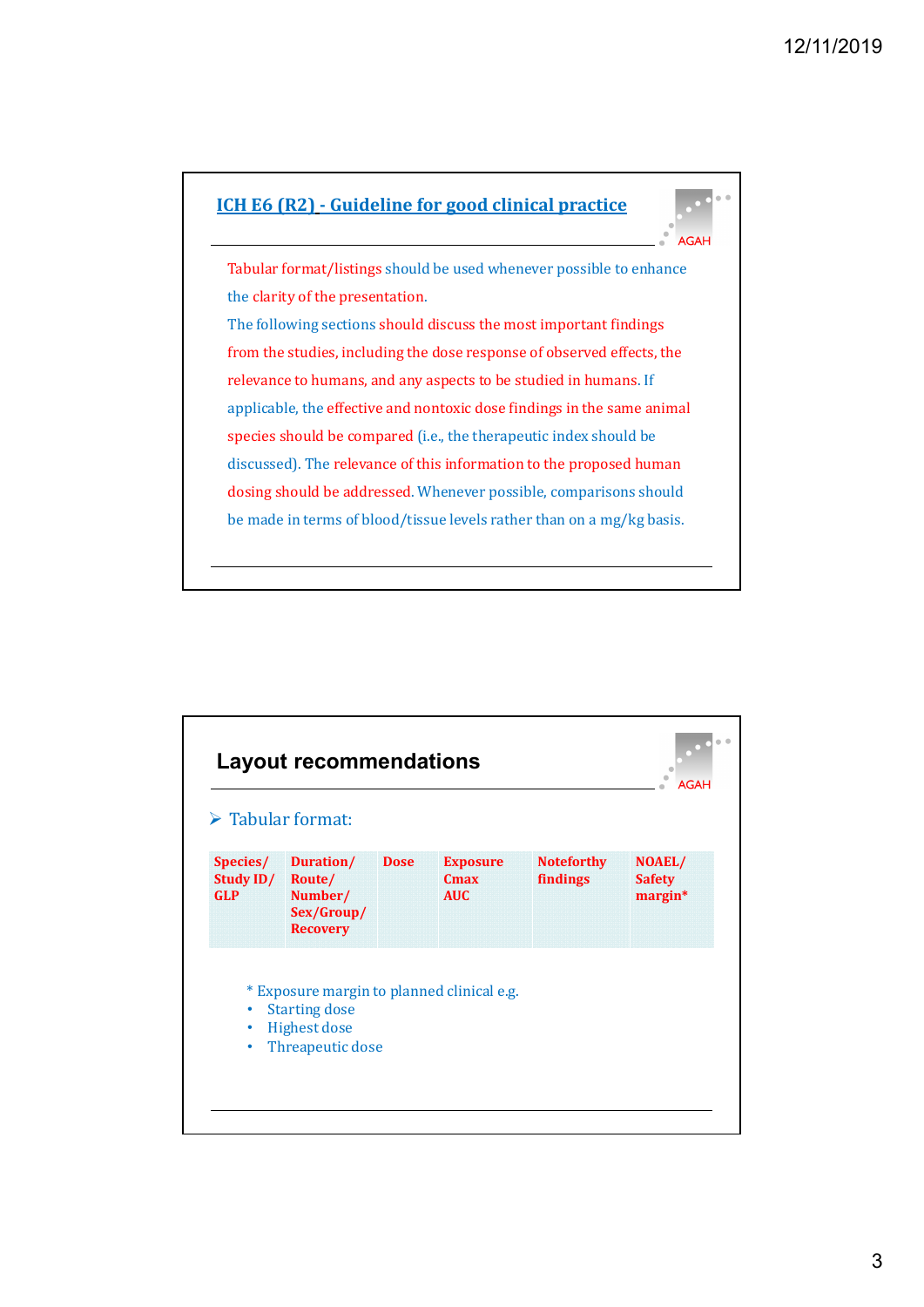## ICH E6 (R2) - Guideline for good clinical practice

Tabular format/listings should be used whenever possible to enhance the clarity of the presentation.

The following sections should discuss the most important findings from the studies, including the dose response of observed effects, the relevance to humans, and any aspects to be studied in humans. If applicable, the effective and nontoxic dose findings in the same animal species should be compared (i.e., the therapeutic index should be discussed). The relevance of this information to the proposed human dosing should be addressed. Whenever possible, comparisons should be made in terms of blood/tissue levels rather than on a mg/kg basis.

## Layout recommendations

- Tabular format:

| Species/ Study ID/ GLP | Duration/ Route/ Number/ Sex/Group/ Recovery | Dose | Exposure Cmax AUC | Noteforthy findings | NOAEL/ Safety margin* |
|---|---|---|---|---|---|

\* Exposure margin to planned clinical e.g.

- Starting dose
- Highest dose
- Threapeutic dose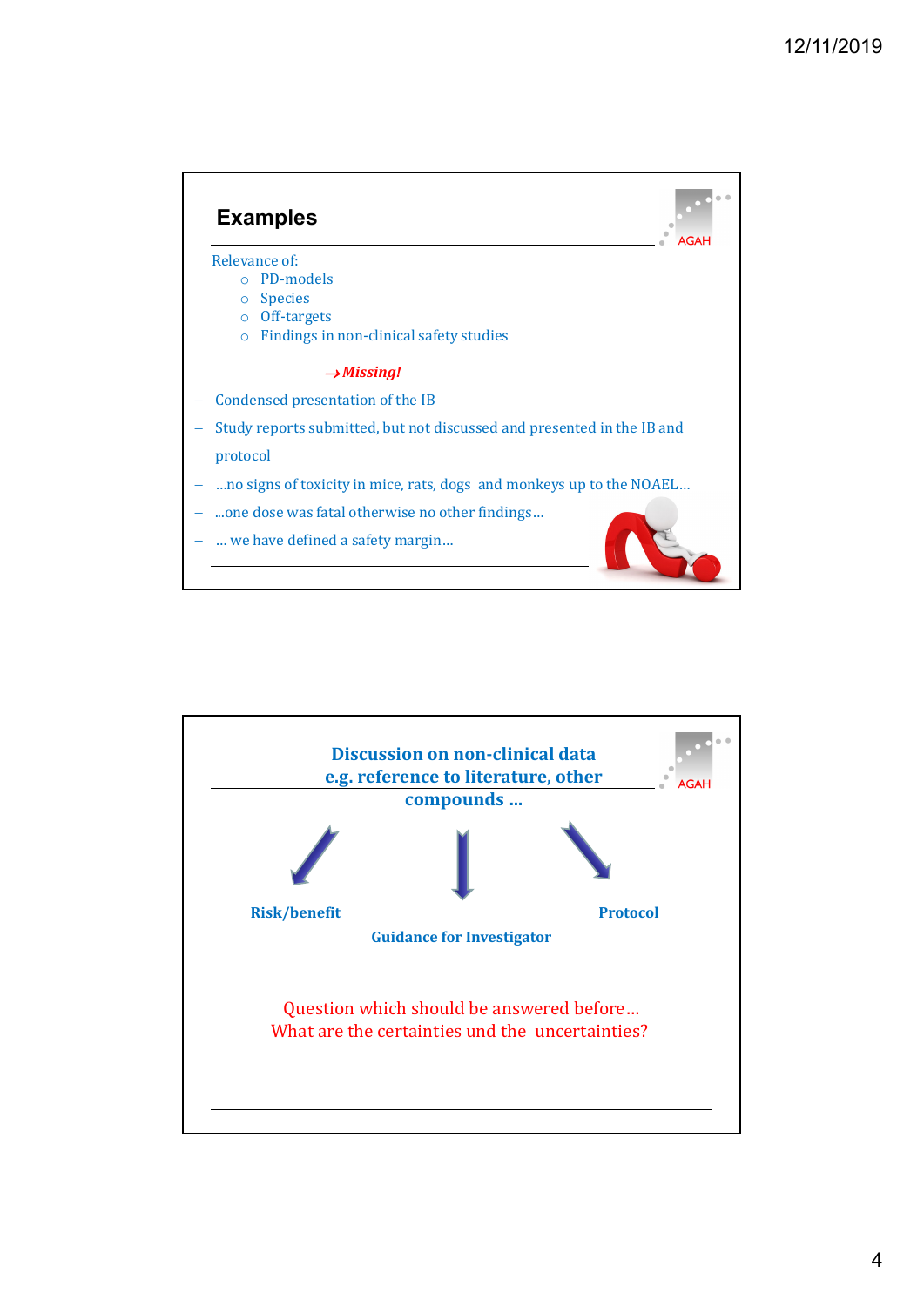## Examples

Relevance of:

- PD-models
- Species
- Off-targets
- Findings in non-clinical safety studies

→ ***Missing!***

- Condensed presentation of the IB
- Study reports submitted, but not discussed and presented in the IB and protocol
- ...no signs of toxicity in mice, rats, dogs and monkeys up to the NOAEL...
- ...one dose was fatal otherwise no other findings...
- ... we have defined a safety margin...

---

## Discussion on non-clinical data e.g. reference to literature, other compounds ...

**Risk/benefit**

**Guidance for Investigator**

**Protocol**

Question which should be answered before...
What are the certainties und the uncertainties?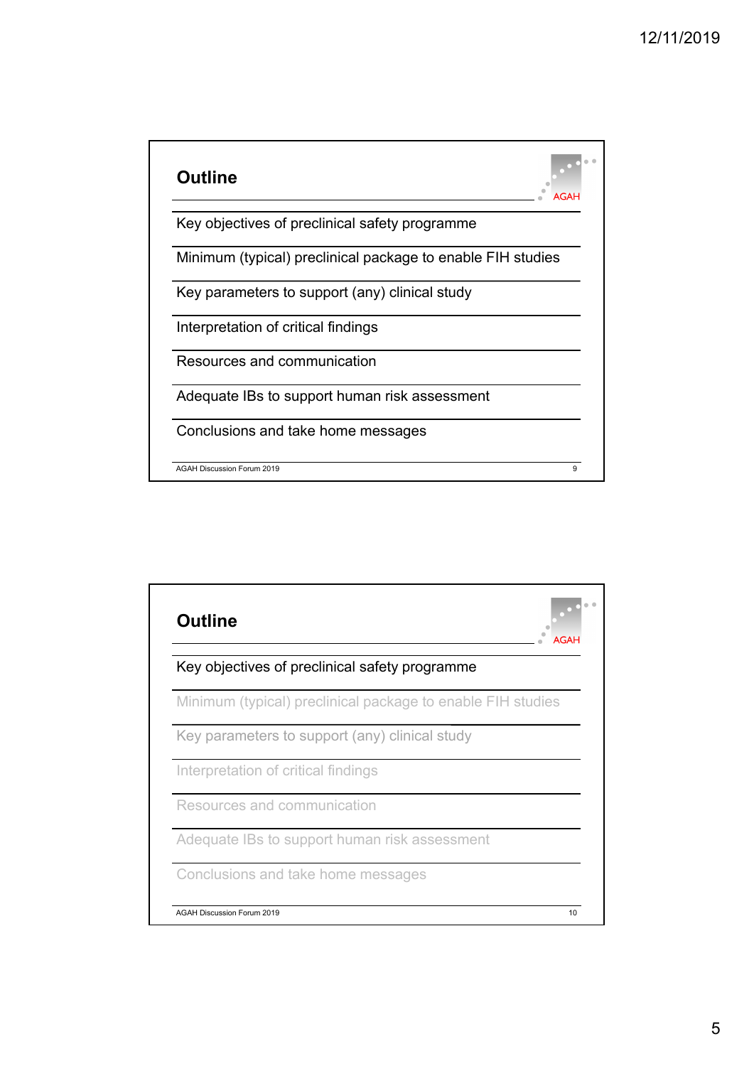## Outline

- Key objectives of preclinical safety programme
- Minimum (typical) preclinical package to enable FIH studies
- Key parameters to support (any) clinical study
- Interpretation of critical findings
- Resources and communication
- Adequate IBs to support human risk assessment
- Conclusions and take home messages

AGAH Discussion Forum 2019

## Outline

- Key objectives of preclinical safety programme
- Minimum (typical) preclinical package to enable FIH studies
- Key parameters to support (any) clinical study
- Interpretation of critical findings
- Resources and communication
- Adequate IBs to support human risk assessment
- Conclusions and take home messages

AGAH Discussion Forum 2019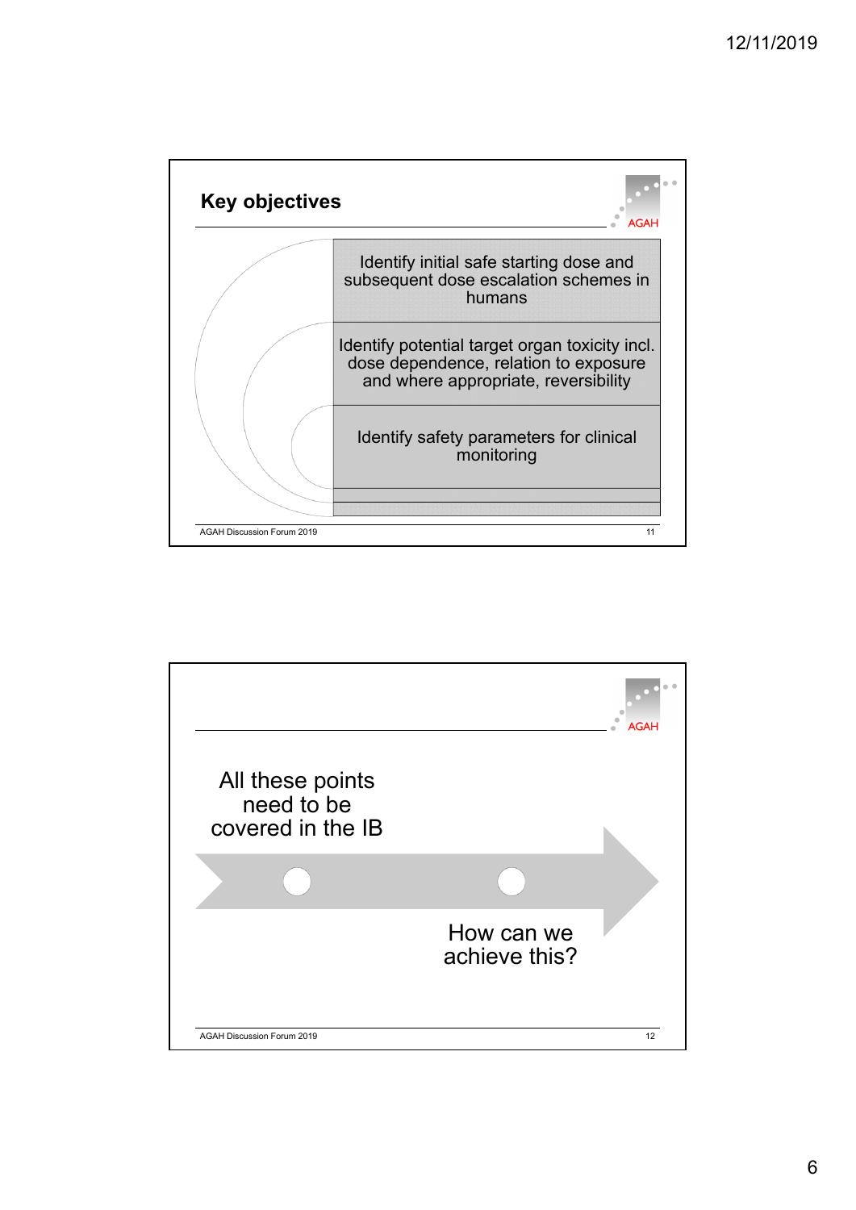## Key objectives

- Identify initial safe starting dose and subsequent dose escalation schemes in humans
- Identify potential target organ toxicity incl. dose dependence, relation to exposure and where appropriate, reversibility
- Identify safety parameters for clinical monitoring

---

All these points need to be covered in the IB

How can we achieve this?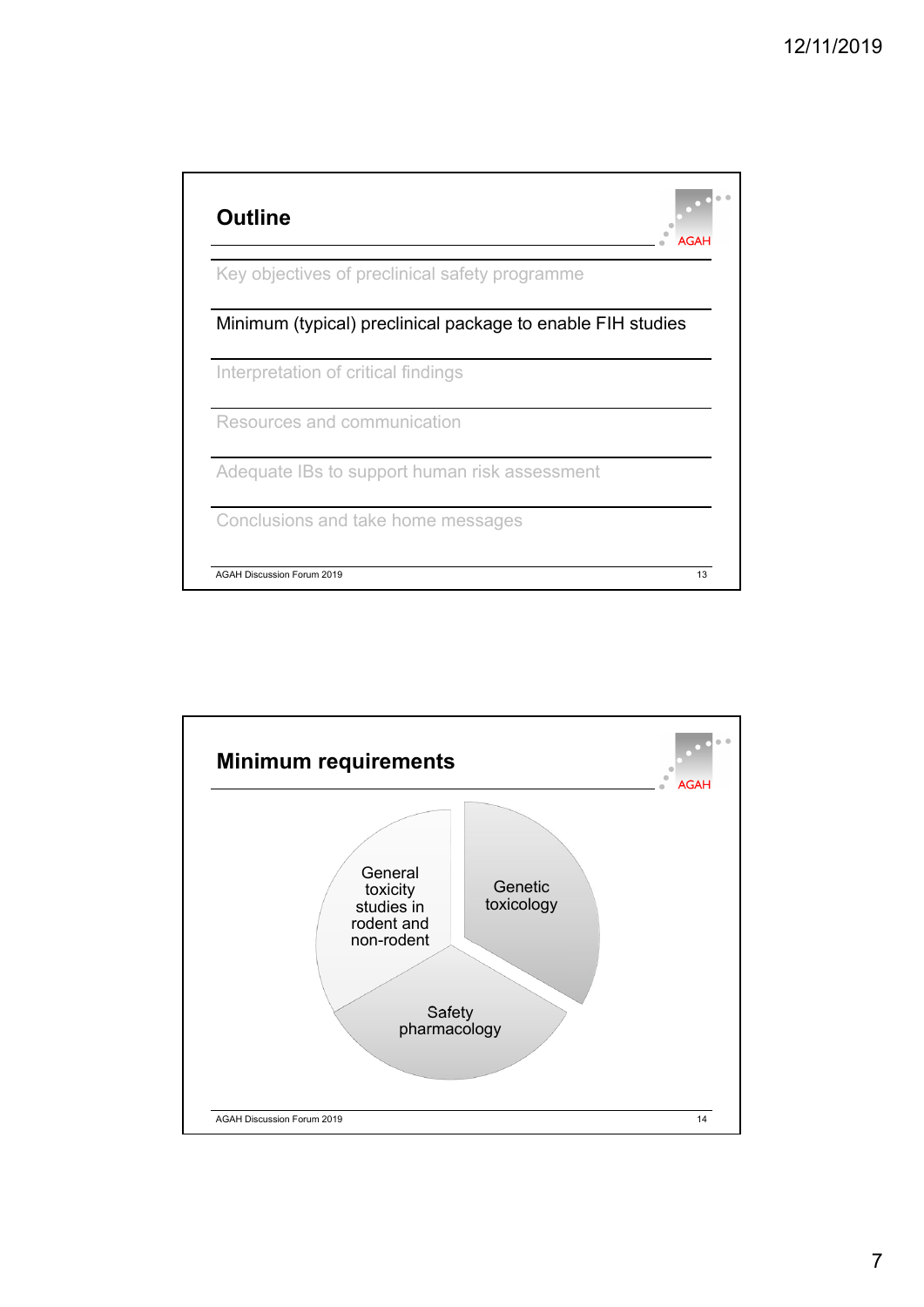## Outline

- Key objectives of preclinical safety programme
- **Minimum (typical) preclinical package to enable FIH studies**
- Interpretation of critical findings
- Resources and communication
- Adequate IBs to support human risk assessment
- Conclusions and take home messages

AGAH Discussion Forum 2019

## Minimum requirements

- General toxicity studies in rodent and non-rodent
- Genetic toxicology
- Safety pharmacology

AGAH Discussion Forum 2019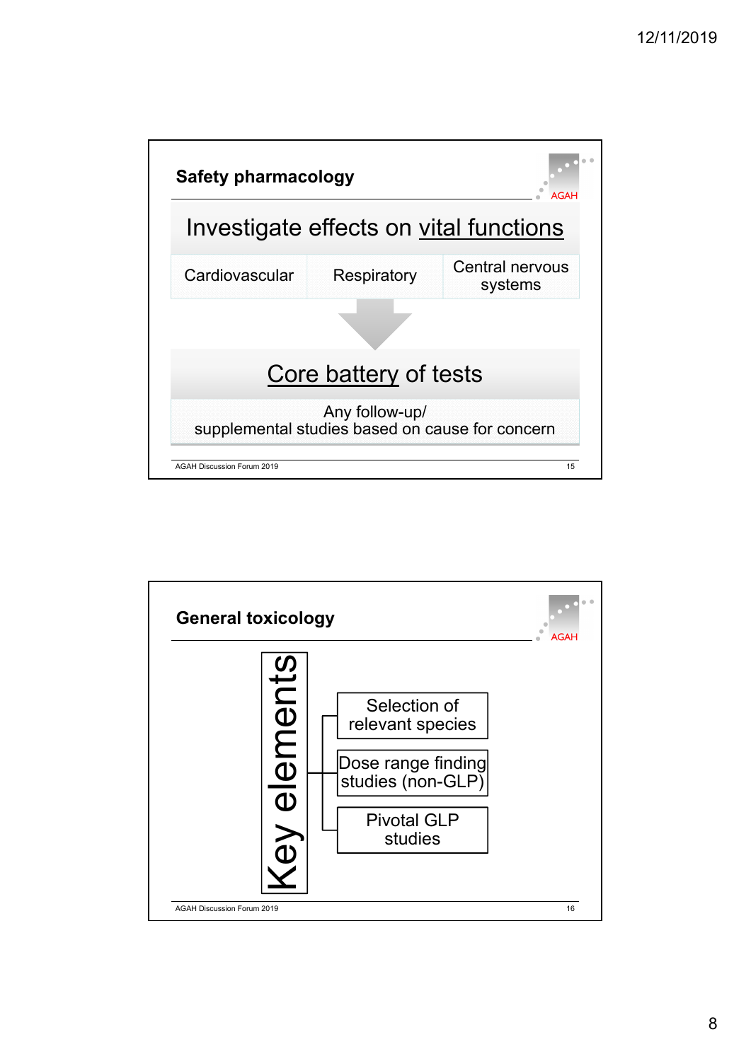## Safety pharmacology

Investigate effects on vital functions

| Cardiovascular | Respiratory | Central nervous systems |
|---|---|---|

Core battery of tests

Any follow-up/
supplemental studies based on cause for concern

AGAH Discussion Forum 2019

## General toxicology

**Key elements**

- Selection of relevant species
- Dose range finding studies (non-GLP)
- Pivotal GLP studies

AGAH Discussion Forum 2019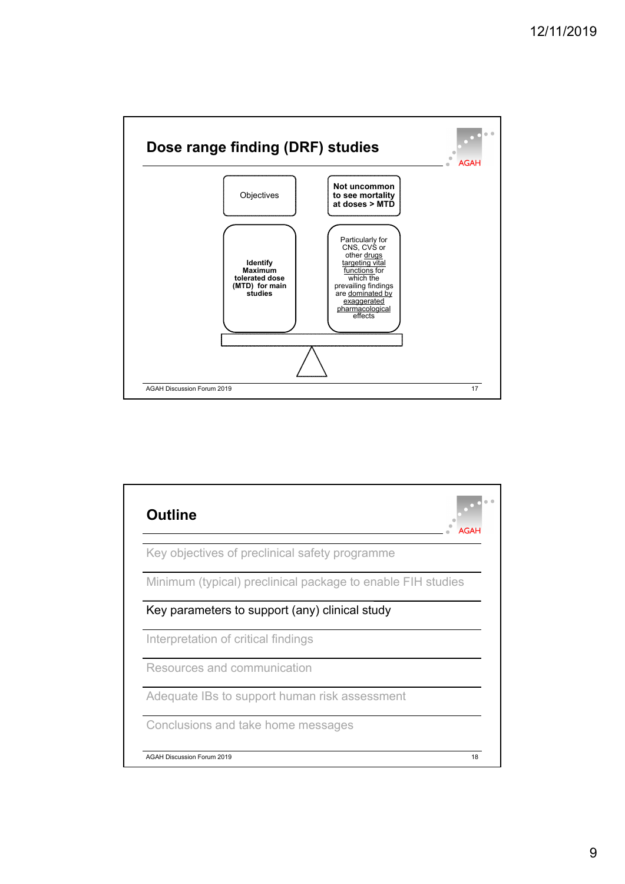## Dose range finding (DRF) studies

Objectives

**Identify Maximum tolerated dose (MTD) for main studies**

**Not uncommon to see mortality at doses > MTD**

Particularly for CNS, CVS or other drugs targeting vital functions for which the prevailing findings are dominated by exaggerated pharmacological effects

AGAH Discussion Forum 2019

## Outline

Key objectives of preclinical safety programme

Minimum (typical) preclinical package to enable FIH studies

Key parameters to support (any) clinical study

Interpretation of critical findings

Resources and communication

Adequate IBs to support human risk assessment

Conclusions and take home messages

AGAH Discussion Forum 2019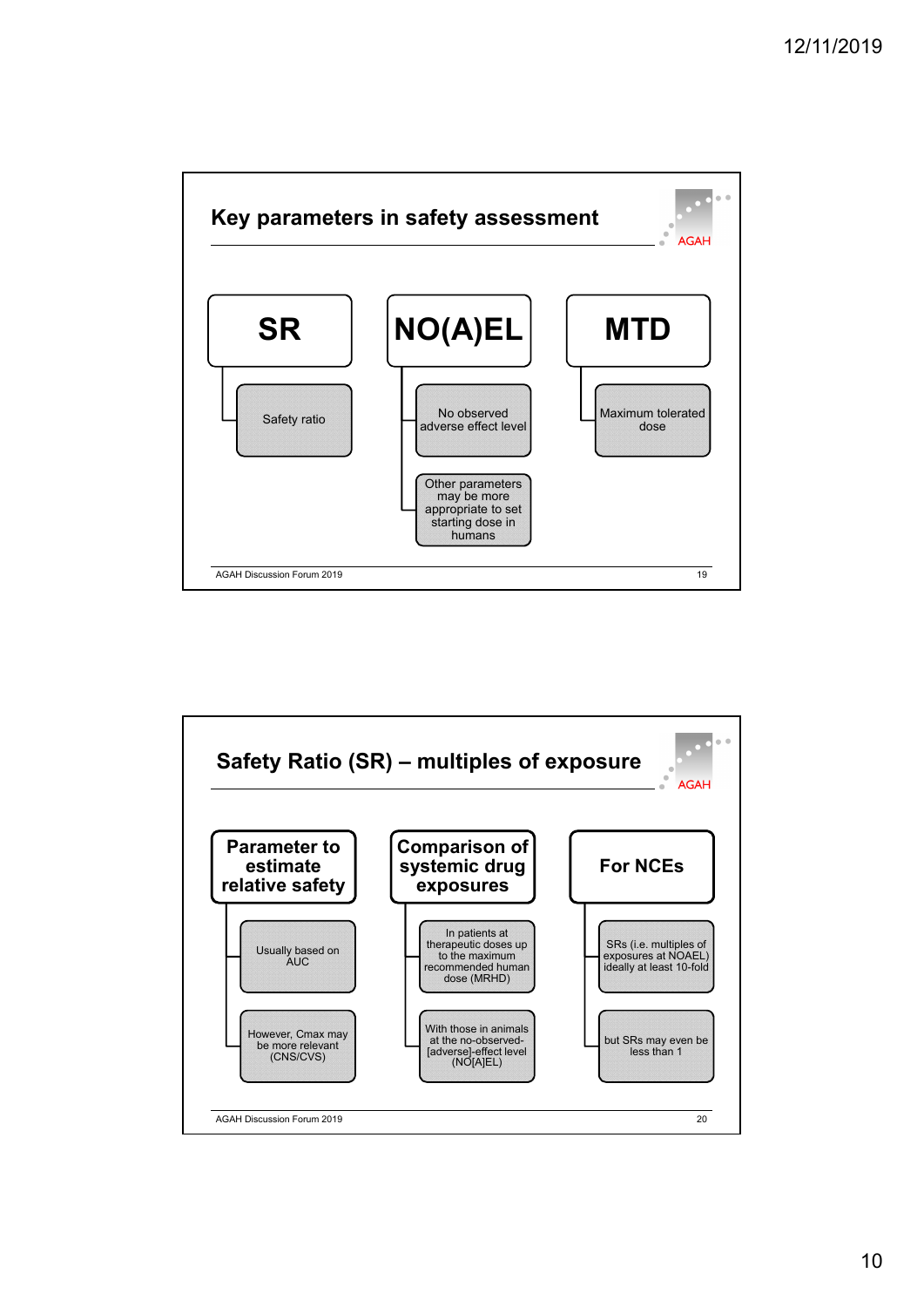## Key parameters in safety assessment

- **SR**
  - Safety ratio
- **NO(A)EL**
  - No observed adverse effect level
  - Other parameters may be more appropriate to set starting dose in humans
- **MTD**
  - Maximum tolerated dose

## Safety Ratio (SR) – multiples of exposure

- **Parameter to estimate relative safety**
  - Usually based on AUC
  - However, Cmax may be more relevant (CNS/CVS)
- **Comparison of systemic drug exposures**
  - In patients at therapeutic doses up to the maximum recommended human dose (MRHD)
  - With those in animals at the no-observed-[adverse]-effect level (NO[A]EL)
- **For NCEs**
  - SRs (i.e. multiples of exposures at NOAEL) ideally at least 10-fold
  - but SRs may even be less than 1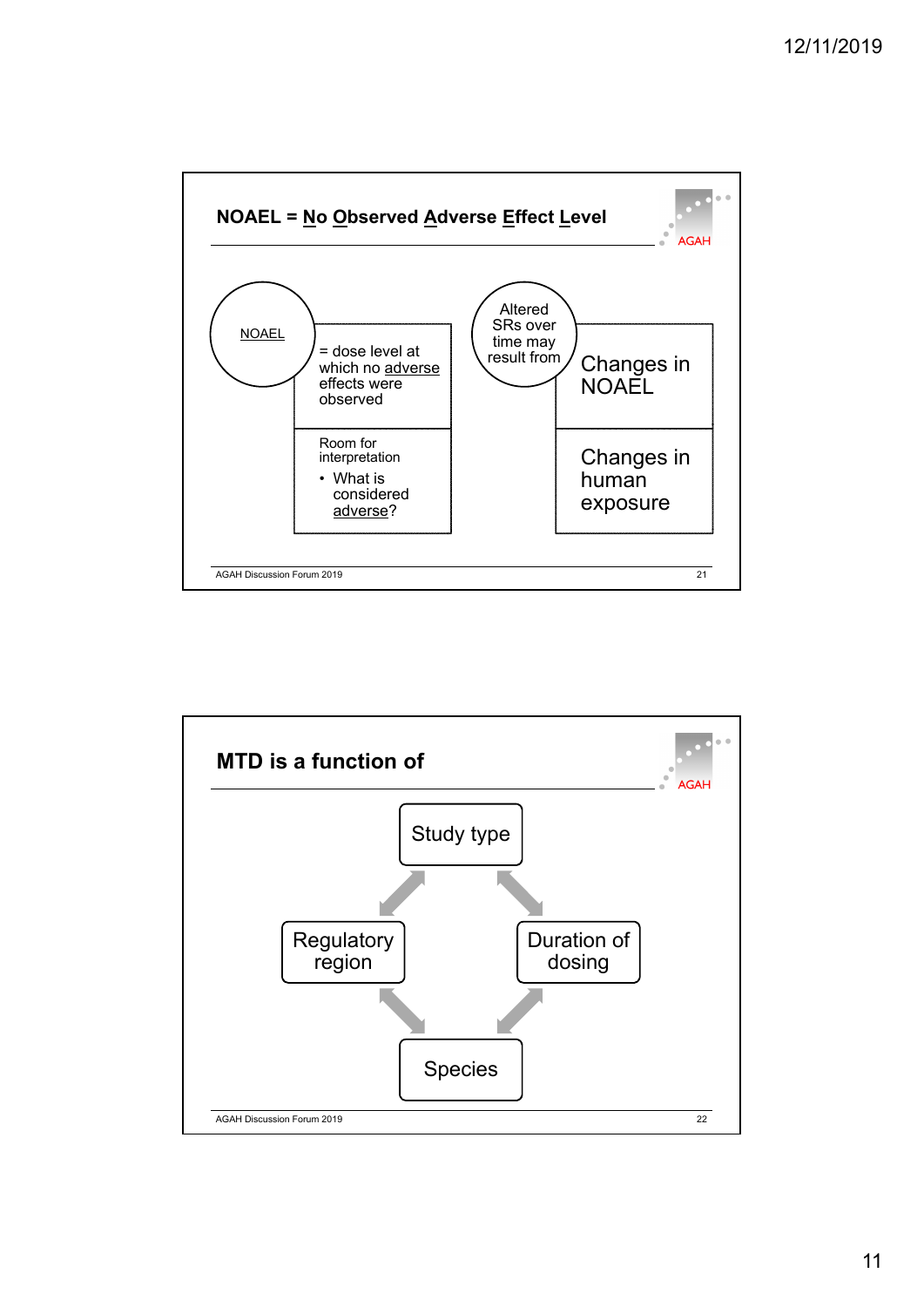## NOAEL = No Observed Adverse Effect Level

NOAEL

= dose level at which no adverse effects were observed

Room for interpretation

- What is considered adverse?

Altered SRs over time may result from

Changes in NOAEL

Changes in human exposure

## MTD is a function of

Study type

Regulatory region

Duration of dosing

Species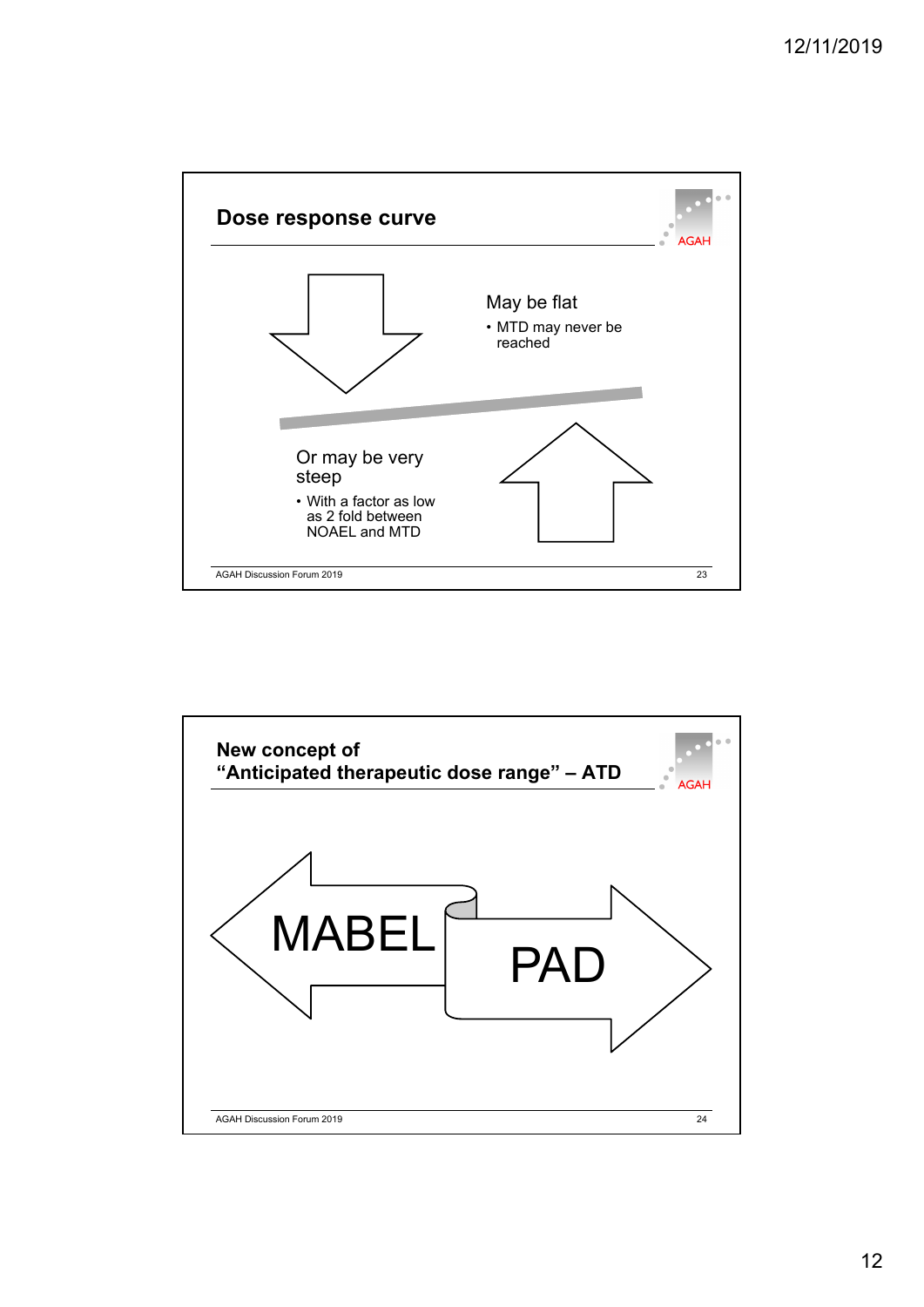## Dose response curve

May be flat

- MTD may never be reached

Or may be very steep

- With a factor as low as 2 fold between NOAEL and MTD

## New concept of "Anticipated therapeutic dose range" – ATD

MABEL

PAD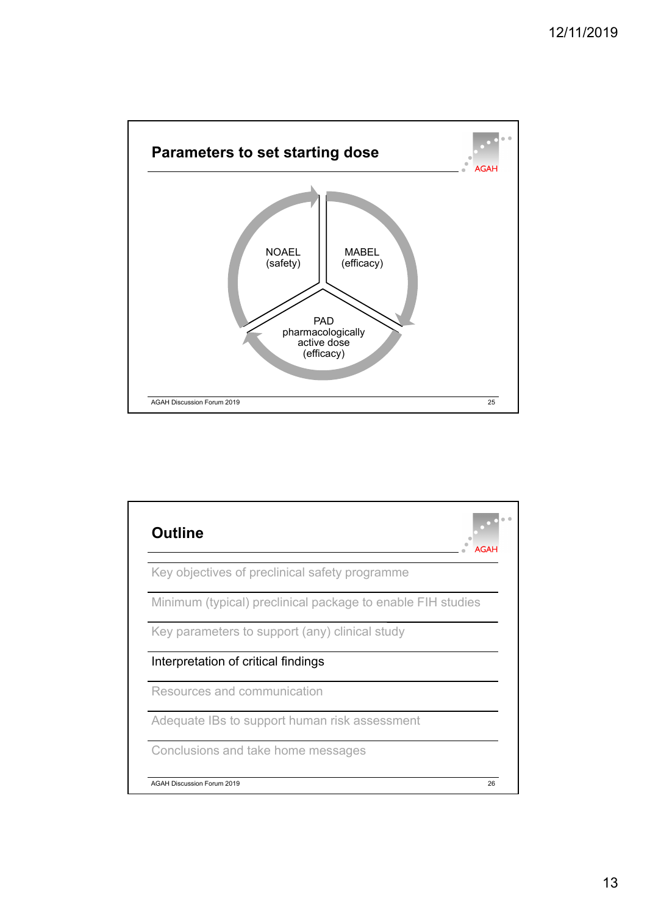## Parameters to set starting dose

NOAEL (safety)

MABEL (efficacy)

PAD pharmacologically active dose (efficacy)

## Outline

- Key objectives of preclinical safety programme
- Minimum (typical) preclinical package to enable FIH studies
- Key parameters to support (any) clinical study
- Interpretation of critical findings
- Resources and communication
- Adequate IBs to support human risk assessment
- Conclusions and take home messages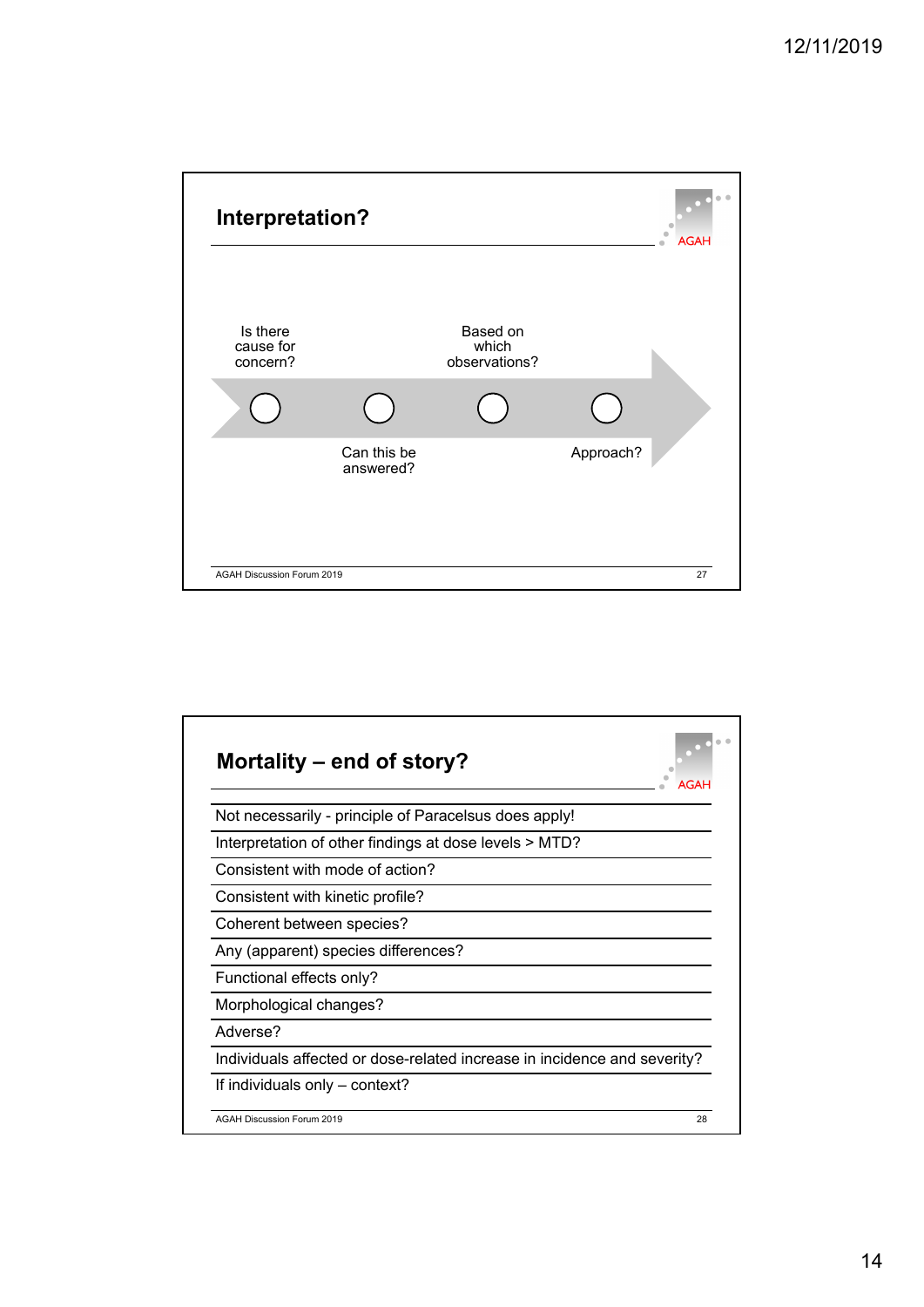## Interpretation?

- Is there cause for concern?
- Can this be answered?
- Based on which observations?
- Approach?

## Mortality – end of story?

- Not necessarily - principle of Paracelsus does apply!
- Interpretation of other findings at dose levels > MTD?
- Consistent with mode of action?
- Consistent with kinetic profile?
- Coherent between species?
- Any (apparent) species differences?
- Functional effects only?
- Morphological changes?
- Adverse?
- Individuals affected or dose-related increase in incidence and severity?
- If individuals only – context?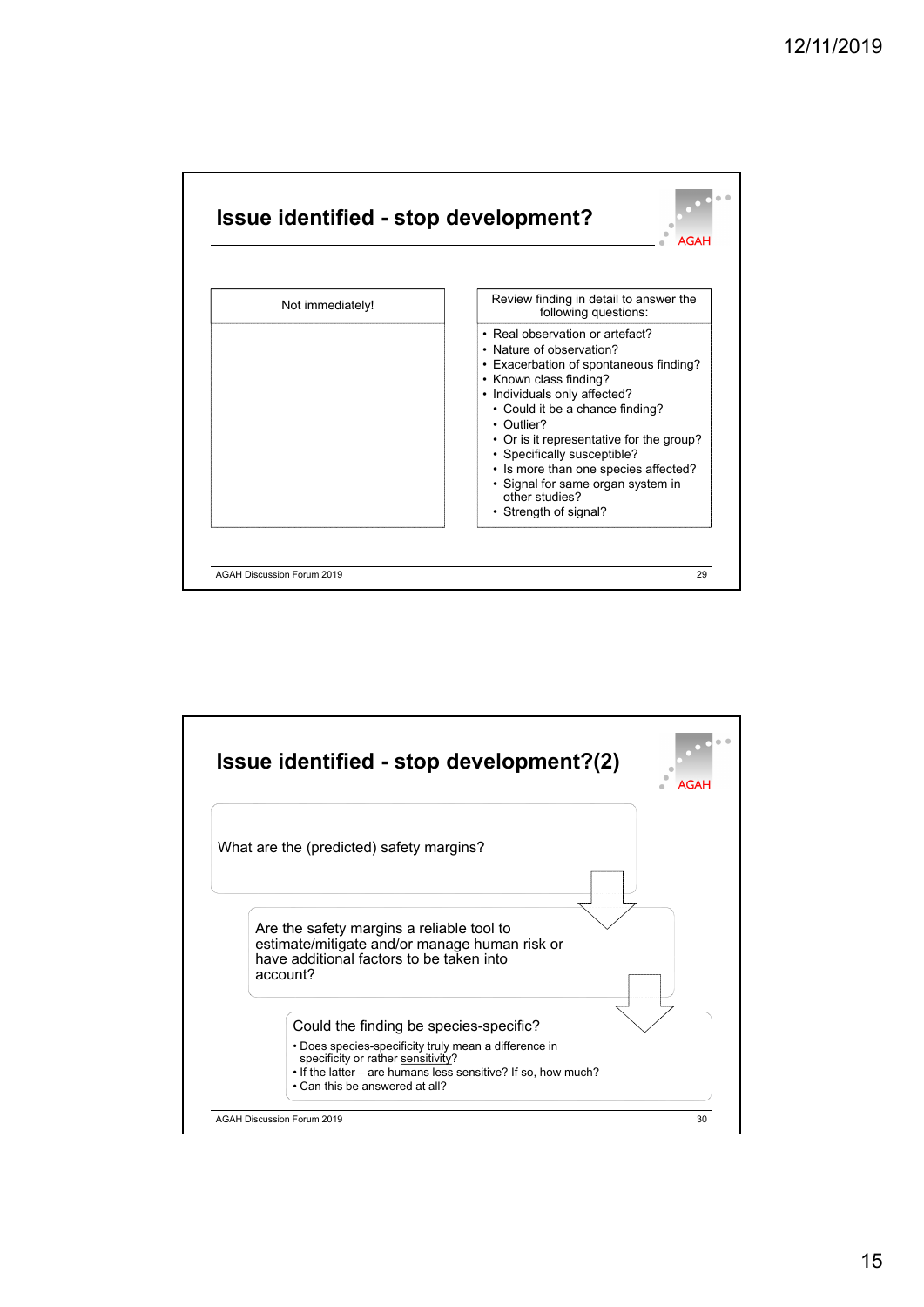## Issue identified - stop development?

| Not immediately! | Review finding in detail to answer the following questions: |
| --- | --- |
| | • Real observation or artefact?<br>• Nature of observation?<br>• Exacerbation of spontaneous finding?<br>• Known class finding?<br>• Individuals only affected?<br>  • Could it be a chance finding?<br>  • Outlier?<br>  • Or is it representative for the group?<br>  • Specifically susceptible?<br>  • Is more than one species affected?<br>  • Signal for same organ system in other studies?<br>  • Strength of signal? |

AGAH Discussion Forum 2019

## Issue identified - stop development?(2)

What are the (predicted) safety margins?

Are the safety margins a reliable tool to estimate/mitigate and/or manage human risk or have additional factors to be taken into account?

Could the finding be species-specific?

- Does species-specificity truly mean a difference in specificity or rather sensitivity?
- If the latter – are humans less sensitive? If so, how much?
- Can this be answered at all?

AGAH Discussion Forum 2019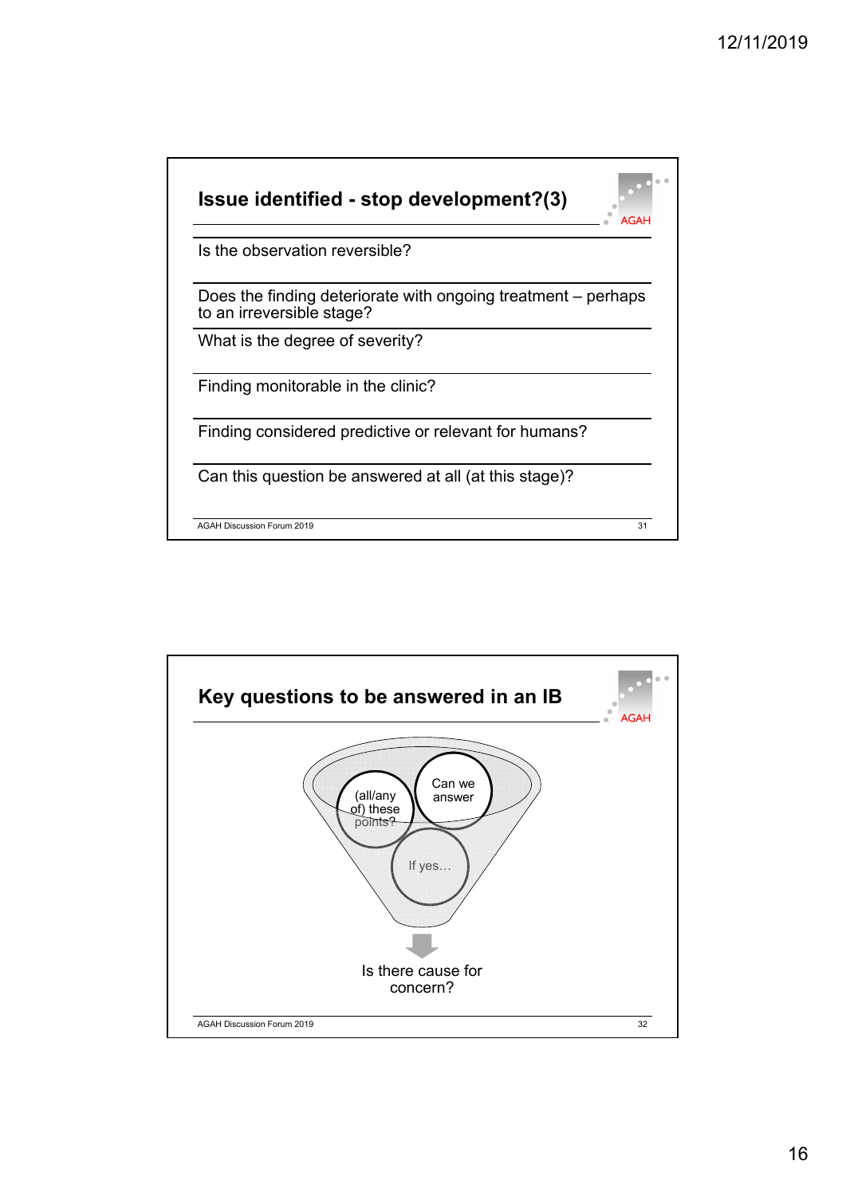## Issue identified - stop development?(3)

Is the observation reversible?

Does the finding deteriorate with ongoing treatment – perhaps to an irreversible stage?

What is the degree of severity?

Finding monitorable in the clinic?

Finding considered predictive or relevant for humans?

Can this question be answered at all (at this stage)?

## Key questions to be answered in an IB

Can we answer

(all/any of) these points?

If yes…

Is there cause for concern?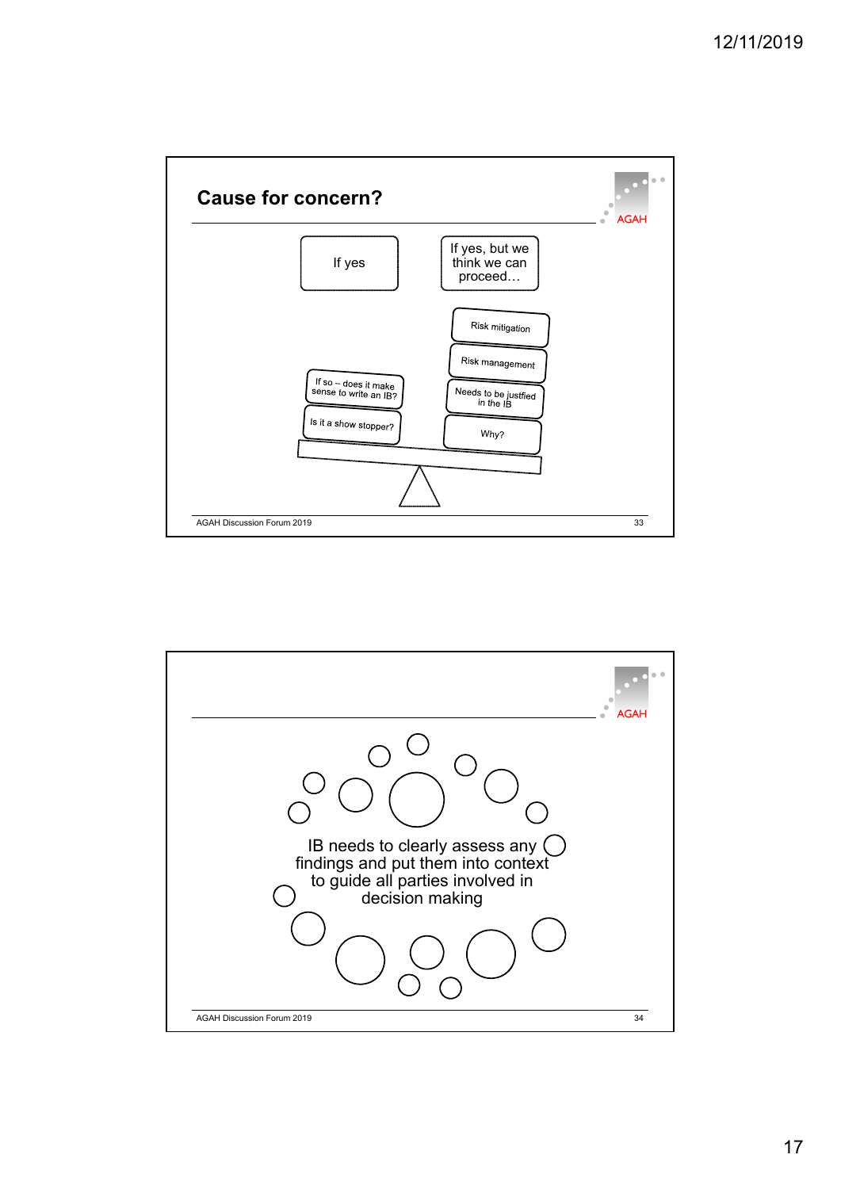## Cause for concern?

If yes

If yes, but we think we can proceed…

Risk mitigation

Risk management

Needs to be justfied in the IB

Why?

If so – does it make sense to write an IB?

Is it a show stopper?

---

IB needs to clearly assess any findings and put them into context to guide all parties involved in decision making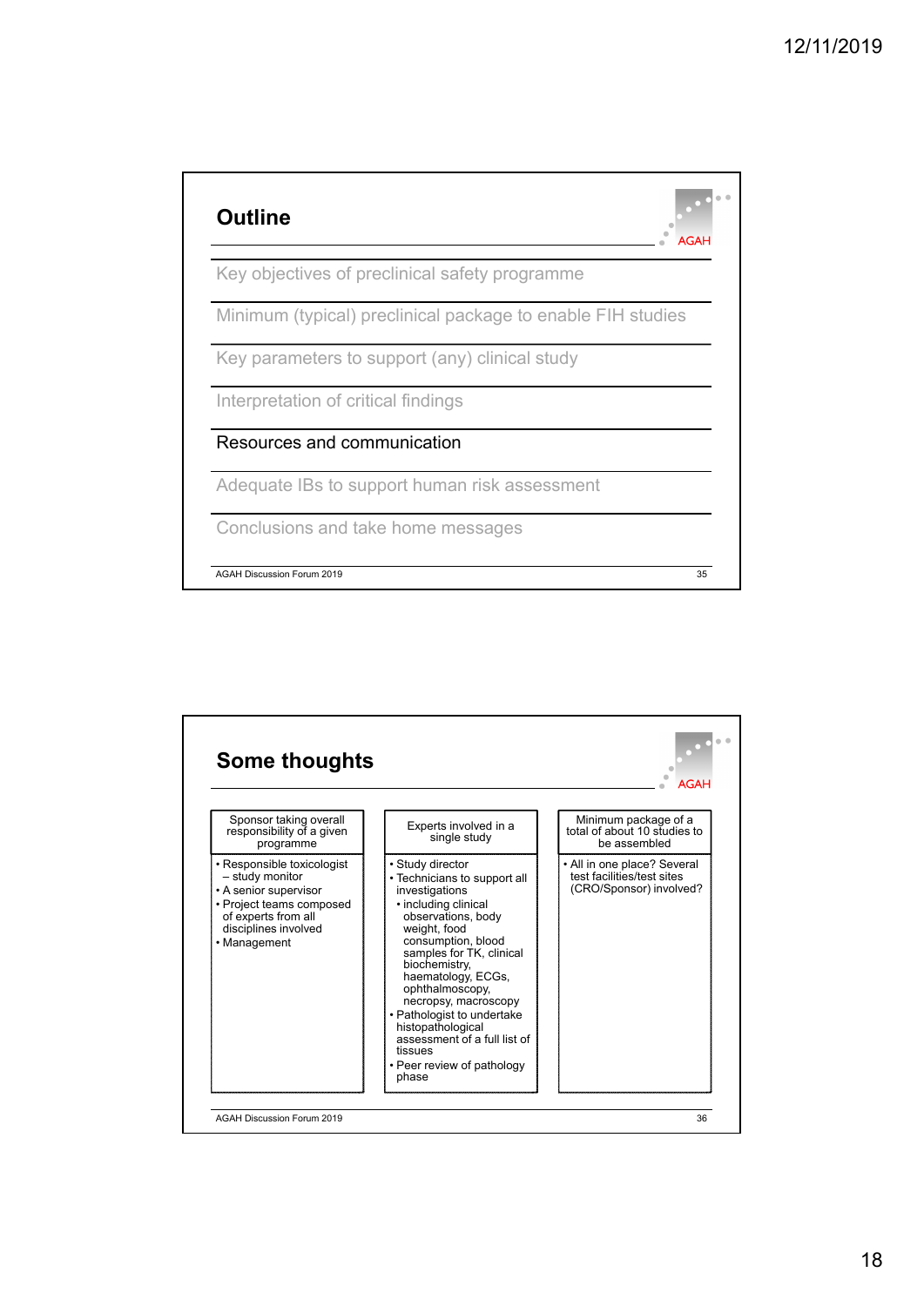## Outline

- Key objectives of preclinical safety programme
- Minimum (typical) preclinical package to enable FIH studies
- Key parameters to support (any) clinical study
- Interpretation of critical findings
- **Resources and communication**
- Adequate IBs to support human risk assessment
- Conclusions and take home messages

## Some thoughts

| Sponsor taking overall responsibility of a given programme | Experts involved in a single study | Minimum package of a total of about 10 studies to be assembled |
|---|---|---|
| • Responsible toxicologist – study monitor<br>• A senior supervisor<br>• Project teams composed of experts from all disciplines involved<br>• Management | • Study director<br>• Technicians to support all investigations<br>  • including clinical observations, body weight, food consumption, blood samples for TK, clinical biochemistry, haematology, ECGs, ophthalmoscopy, necropsy, macroscopy<br>• Pathologist to undertake histopathological assessment of a full list of tissues<br>• Peer review of pathology phase | • All in one place? Several test facilities/test sites (CRO/Sponsor) involved? |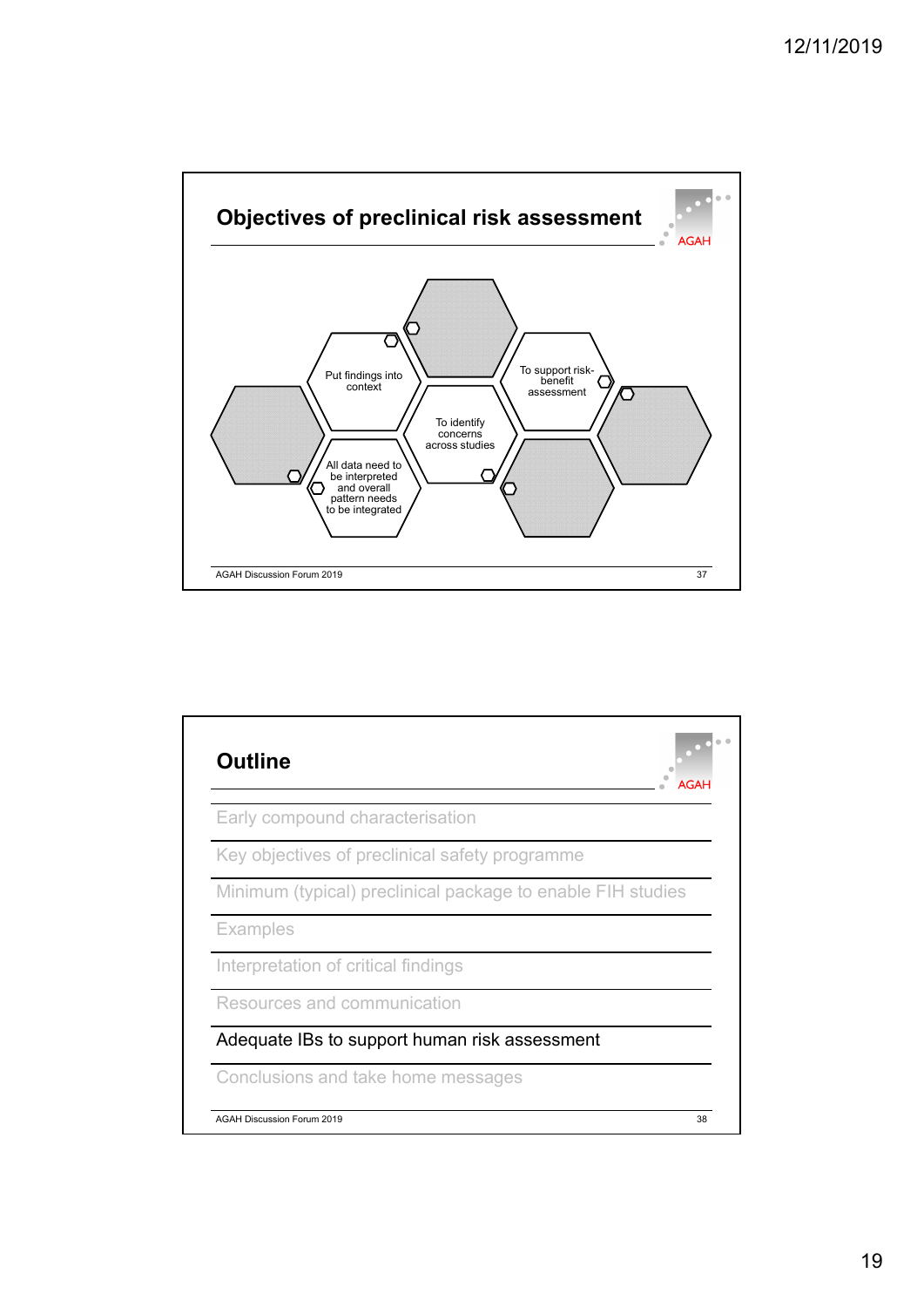## Objectives of preclinical risk assessment

- Put findings into context
- To support risk-benefit assessment
- To identify concerns across studies
- All data need to be interpreted and overall pattern needs to be integrated

## Outline

- Early compound characterisation
- Key objectives of preclinical safety programme
- Minimum (typical) preclinical package to enable FIH studies
- Examples
- Interpretation of critical findings
- Resources and communication
- Adequate IBs to support human risk assessment
- Conclusions and take home messages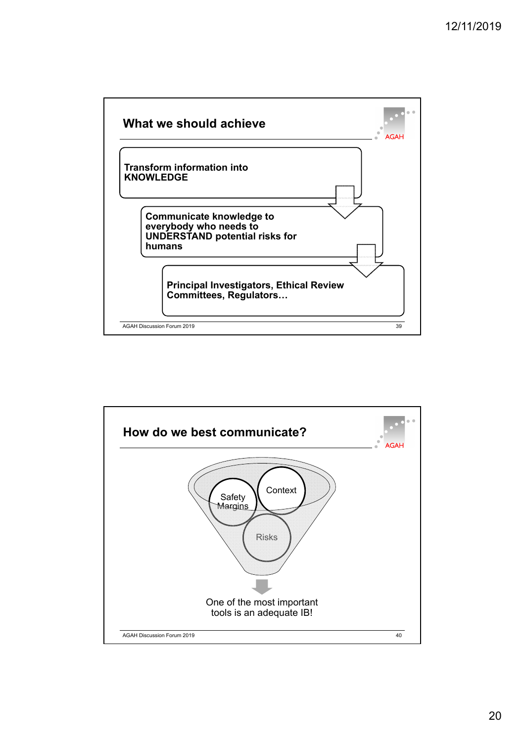## What we should achieve

**Transform information into KNOWLEDGE**

**Communicate knowledge to everybody who needs to UNDERSTAND potential risks for humans**

**Principal Investigators, Ethical Review Committees, Regulators…**

## How do we best communicate?

Safety Margins

Context

Risks

One of the most important tools is an adequate IB!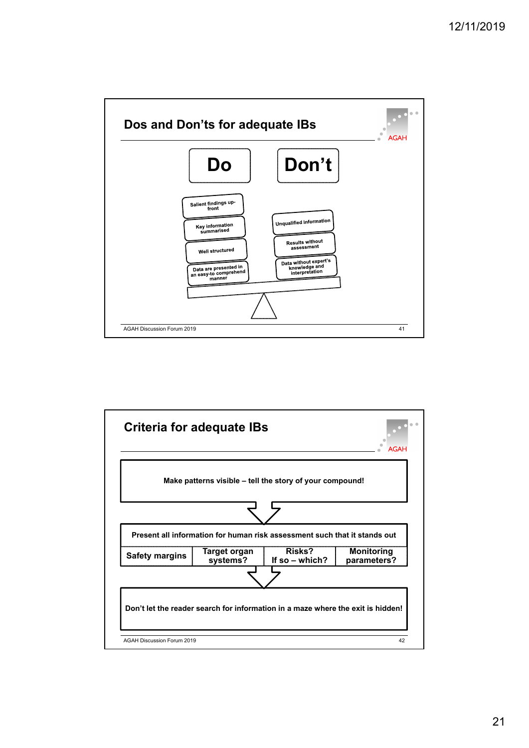## Dos and Don’ts for adequate IBs

| Do | Don’t |
| --- | --- |
| Salient findings up-front | Unqualified information |
| Key information summarised | Results without assessment |
| Well structured | Data without expert’s knowledge and interpretation |
| Data are presented in an easy-to comprehend manner | |

## Criteria for adequate IBs

**Make patterns visible – tell the story of your compound!**

↓

**Present all information for human risk assessment such that it stands out**

| Safety margins | Target organ systems? | Risks? If so – which? | Monitoring parameters? |
| --- | --- | --- | --- |

↓

**Don’t let the reader search for information in a maze where the exit is hidden!**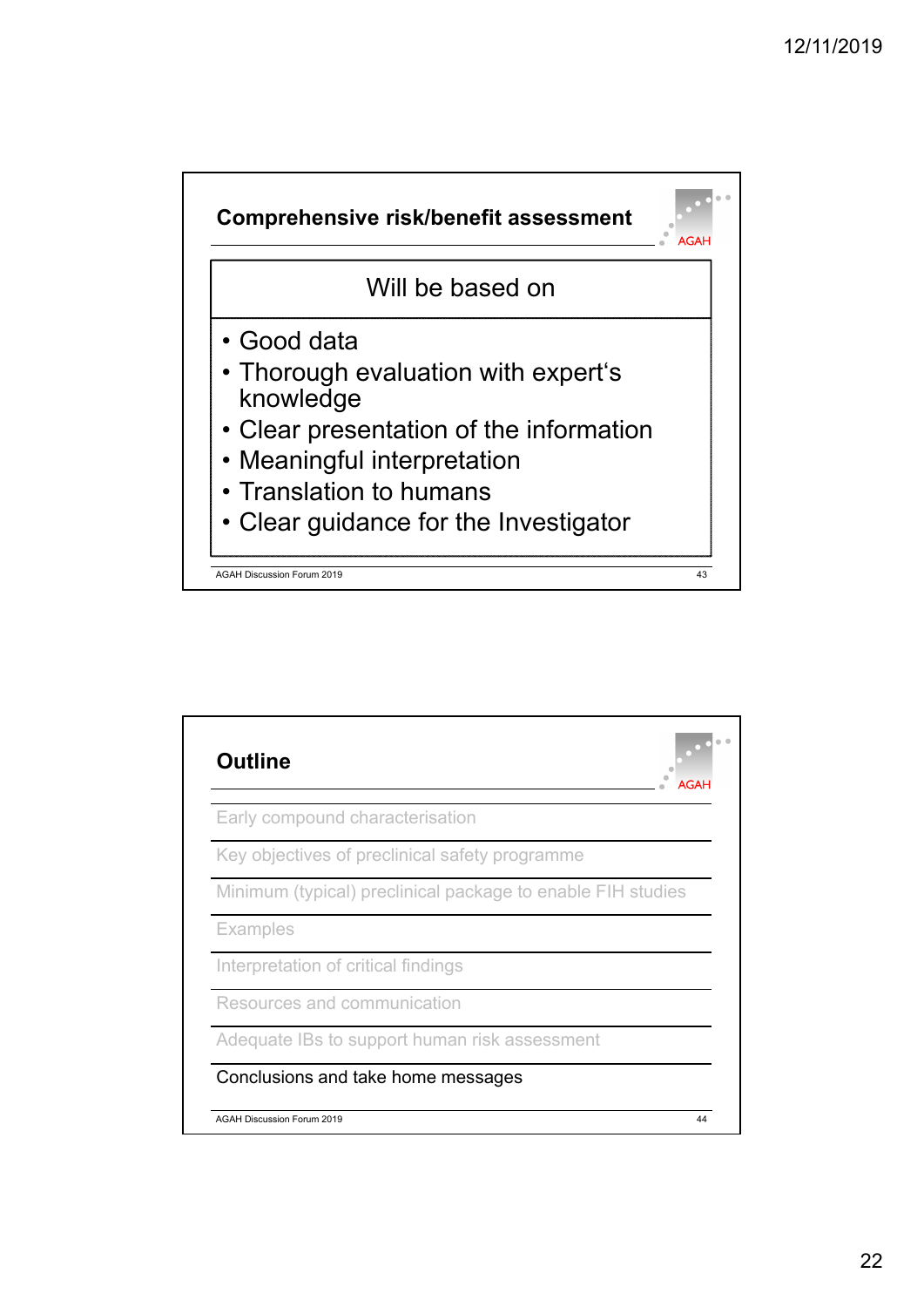## Comprehensive risk/benefit assessment

**Will be based on**

- Good data
- Thorough evaluation with expert's knowledge
- Clear presentation of the information
- Meaningful interpretation
- Translation to humans
- Clear guidance for the Investigator

## Outline

- Early compound characterisation
- Key objectives of preclinical safety programme
- Minimum (typical) preclinical package to enable FIH studies
- Examples
- Interpretation of critical findings
- Resources and communication
- Adequate IBs to support human risk assessment
- **Conclusions and take home messages**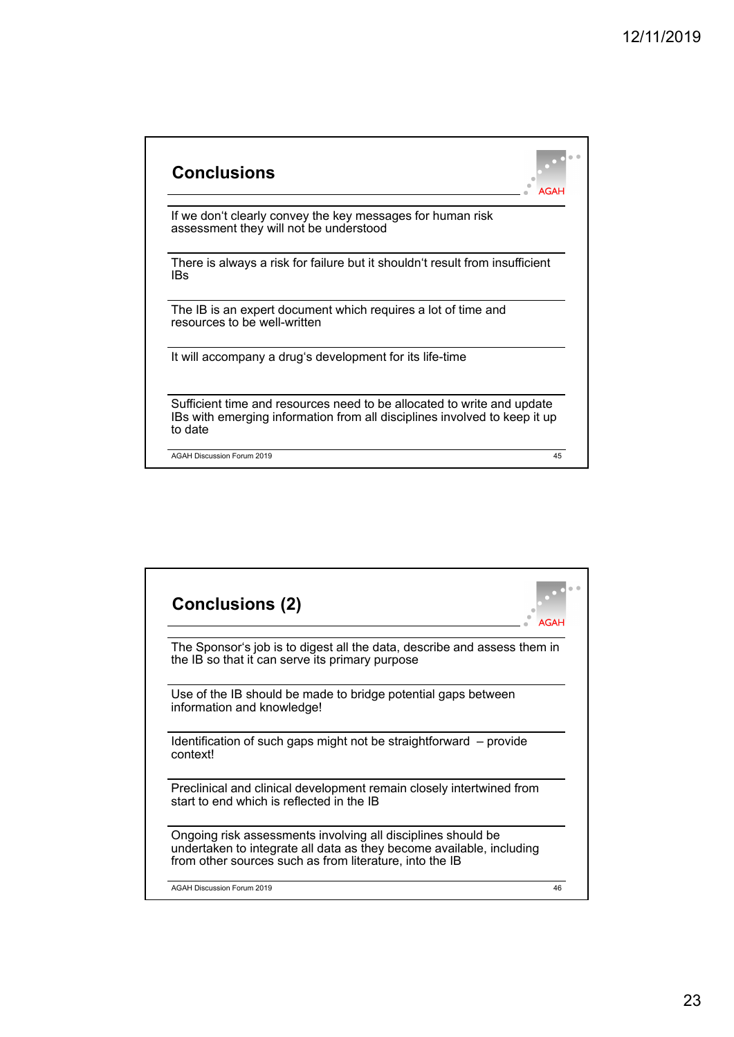## Conclusions

If we don't clearly convey the key messages for human risk assessment they will not be understood

There is always a risk for failure but it shouldn't result from insufficient IBs

The IB is an expert document which requires a lot of time and resources to be well-written

It will accompany a drug's development for its life-time

Sufficient time and resources need to be allocated to write and update IBs with emerging information from all disciplines involved to keep it up to date

## Conclusions (2)

The Sponsor's job is to digest all the data, describe and assess them in the IB so that it can serve its primary purpose

Use of the IB should be made to bridge potential gaps between information and knowledge!

Identification of such gaps might not be straightforward – provide context!

Preclinical and clinical development remain closely intertwined from start to end which is reflected in the IB

Ongoing risk assessments involving all disciplines should be undertaken to integrate all data as they become available, including from other sources such as from literature, into the IB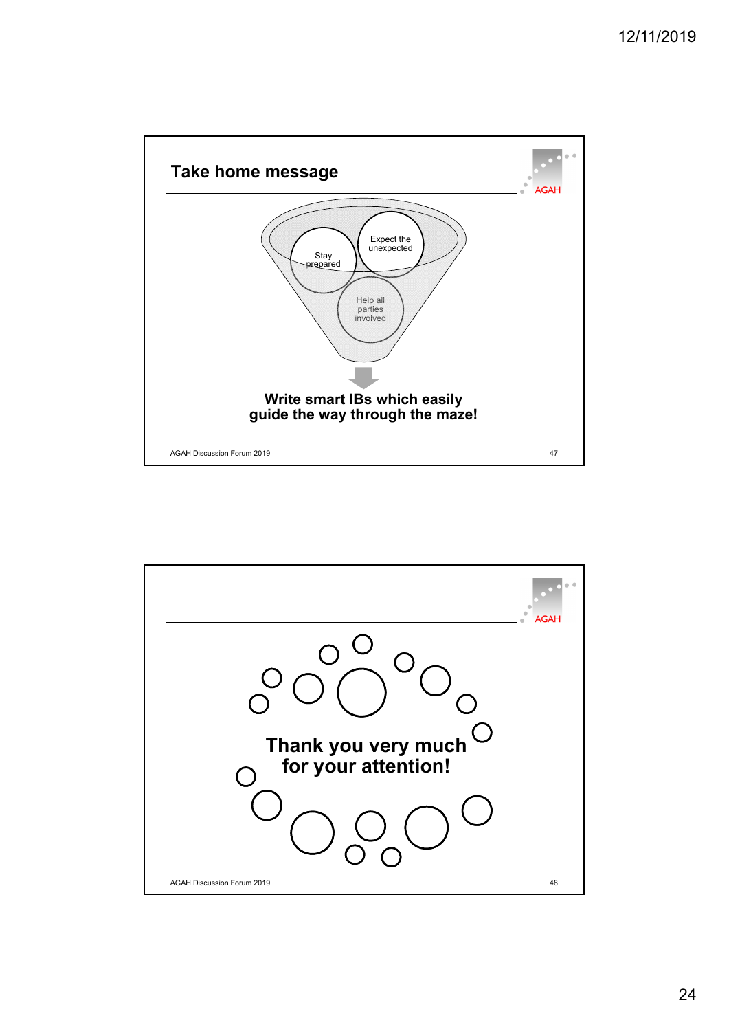## Take home message

Stay prepared

Expect the unexpected

Help all parties involved

**Write smart IBs which easily guide the way through the maze!**

AGAH Discussion Forum 2019

---

**Thank you very much for your attention!**

AGAH Discussion Forum 2019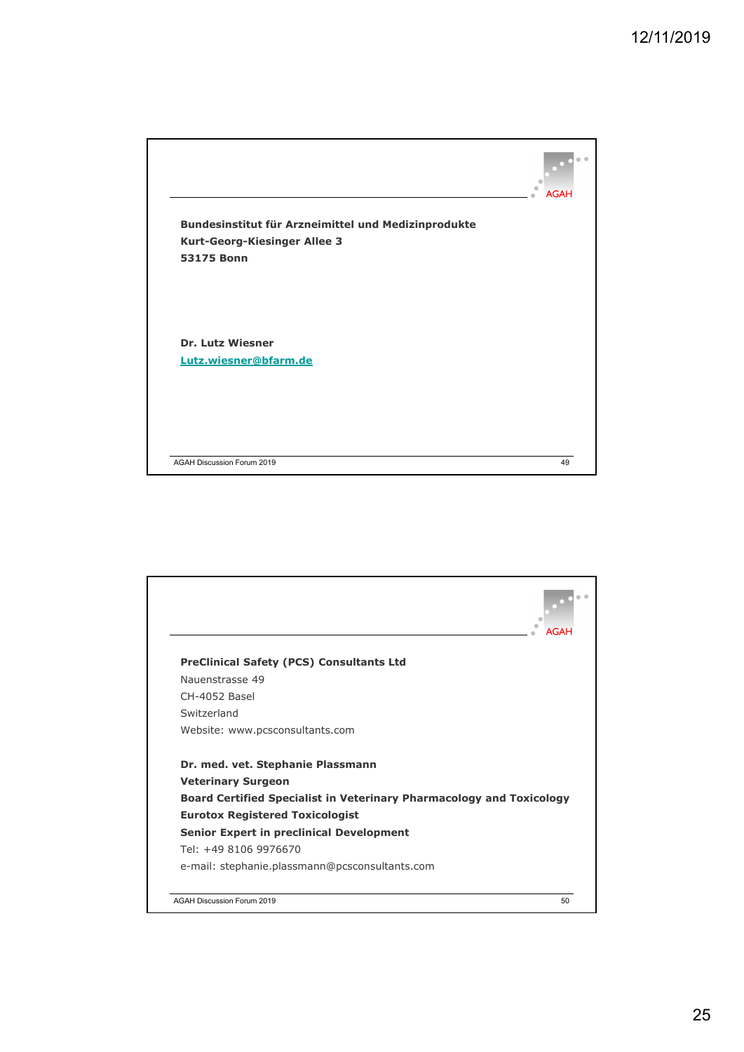**Bundesinstitut für Arzneimittel und Medizinprodukte**
**Kurt-Georg-Kiesinger Allee 3**
**53175 Bonn**

**Dr. Lutz Wiesner**
**Lutz.wiesner@bfarm.de**

---

**PreClinical Safety (PCS) Consultants Ltd**
Nauenstrasse 49
CH-4052 Basel
Switzerland
Website: www.pcsconsultants.com

**Dr. med. vet. Stephanie Plassmann**
**Veterinary Surgeon**
**Board Certified Specialist in Veterinary Pharmacology and Toxicology**
**Eurotox Registered Toxicologist**
**Senior Expert in preclinical Development**
Tel: +49 8106 9976670
e-mail: stephanie.plassmann@pcsconsultants.com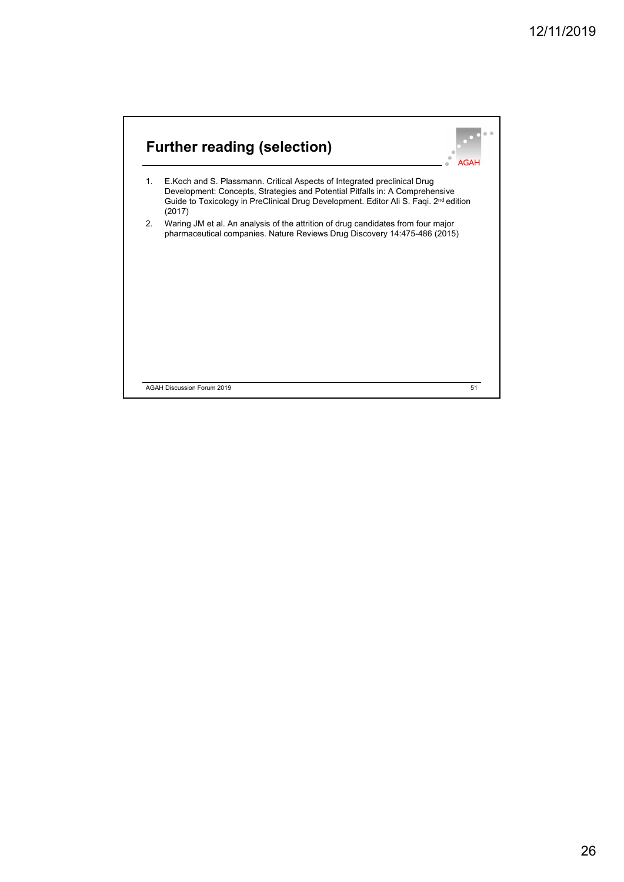## Further reading (selection)

1. E.Koch and S. Plassmann. Critical Aspects of Integrated preclinical Drug Development: Concepts, Strategies and Potential Pitfalls in: A Comprehensive Guide to Toxicology in PreClinical Drug Development. Editor Ali S. Faqi. 2nd edition (2017)
2. Waring JM et al. An analysis of the attrition of drug candidates from four major pharmaceutical companies. Nature Reviews Drug Discovery 14:475-486 (2015)